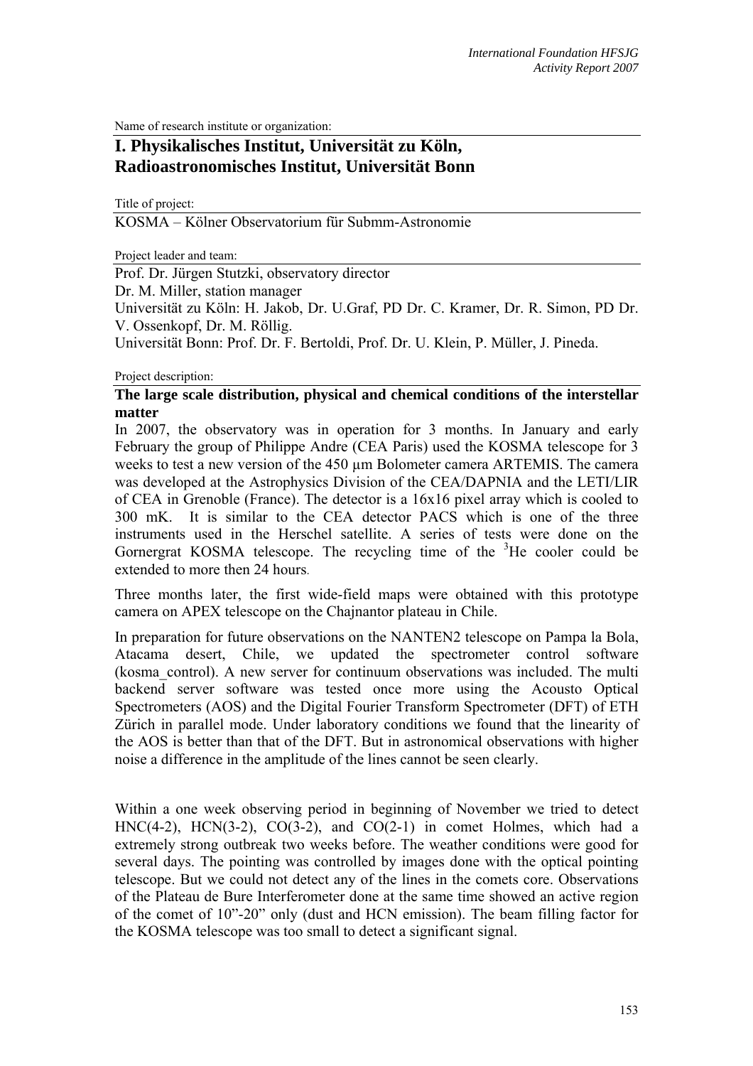Name of research institute or organization:

# I. Physikalisches Institut, Universität zu Köln, Radioastronomisches Institut, Universität Bonn

Title of project:

KOSMA – Kölner Observatorium für Submm-Astronomie

Project leader and team:

Prof. Dr. Jürgen Stutzki, observatory director
Dr. M. Miller, station manager
Universität zu Köln: H. Jakob, Dr. U.Graf, PD Dr. C. Kramer, Dr. R. Simon, PD Dr. V. Ossenkopf, Dr. M. Röllig.
Universität Bonn: Prof. Dr. F. Bertoldi, Prof. Dr. U. Klein, P. Müller, J. Pineda.

Project description:

**The large scale distribution, physical and chemical conditions of the interstellar matter**

In 2007, the observatory was in operation for 3 months. In January and early February the group of Philippe Andre (CEA Paris) used the KOSMA telescope for 3 weeks to test a new version of the 450 µm Bolometer camera ARTEMIS. The camera was developed at the Astrophysics Division of the CEA/DAPNIA and the LETI/LIR of CEA in Grenoble (France). The detector is a 16x16 pixel array which is cooled to 300 mK. It is similar to the CEA detector PACS which is one of the three instruments used in the Herschel satellite. A series of tests were done on the Gornergrat KOSMA telescope. The recycling time of the $^3$He cooler could be extended to more then 24 hours.

Three months later, the first wide-field maps were obtained with this prototype camera on APEX telescope on the Chajnantor plateau in Chile.

In preparation for future observations on the NANTEN2 telescope on Pampa la Bola, Atacama desert, Chile, we updated the spectrometer control software (kosma_control). A new server for continuum observations was included. The multi backend server software was tested once more using the Acousto Optical Spectrometers (AOS) and the Digital Fourier Transform Spectrometer (DFT) of ETH Zürich in parallel mode. Under laboratory conditions we found that the linearity of the AOS is better than that of the DFT. But in astronomical observations with higher noise a difference in the amplitude of the lines cannot be seen clearly.

Within a one week observing period in beginning of November we tried to detect HNC(4-2), HCN(3-2), CO(3-2), and CO(2-1) in comet Holmes, which had a extremely strong outbreak two weeks before. The weather conditions were good for several days. The pointing was controlled by images done with the optical pointing telescope. But we could not detect any of the lines in the comets core. Observations of the Plateau de Bure Interferometer done at the same time showed an active region of the comet of 10"-20" only (dust and HCN emission). The beam filling factor for the KOSMA telescope was too small to detect a significant signal.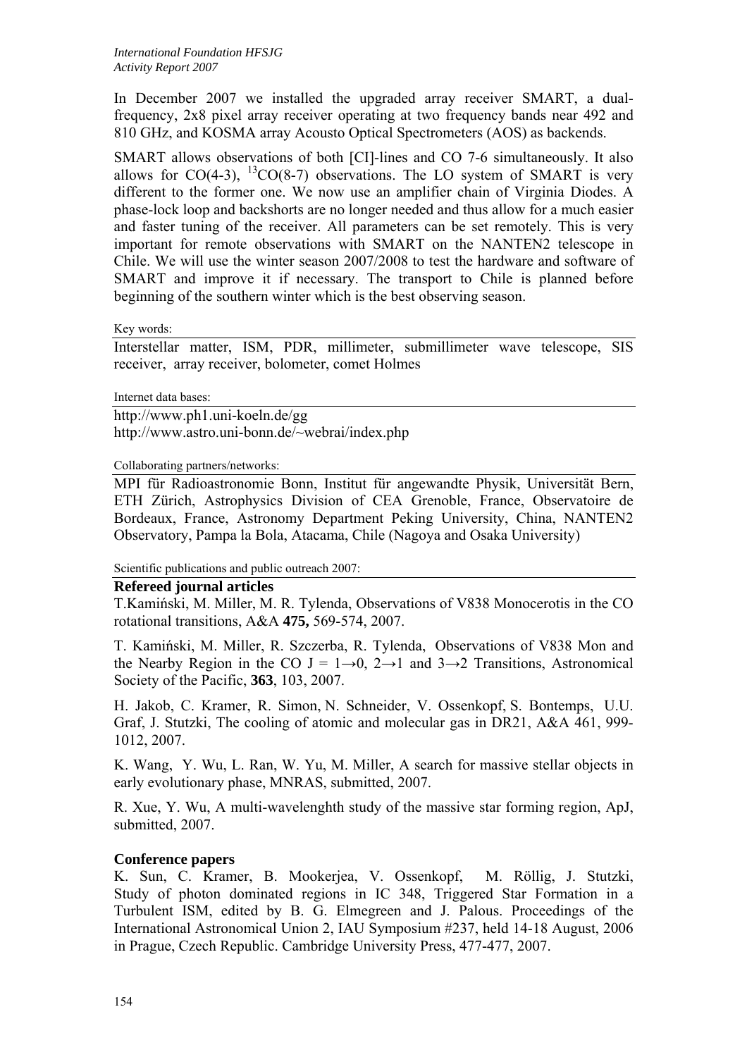In December 2007 we installed the upgraded array receiver SMART, a dual-frequency, 2x8 pixel array receiver operating at two frequency bands near 492 and 810 GHz, and KOSMA array Acousto Optical Spectrometers (AOS) as backends.

SMART allows observations of both [CI]-lines and CO 7-6 simultaneously. It also allows for CO(4-3), $^{13}$CO(8-7) observations. The LO system of SMART is very different to the former one. We now use an amplifier chain of Virginia Diodes. A phase-lock loop and backshorts are no longer needed and thus allow for a much easier and faster tuning of the receiver. All parameters can be set remotely. This is very important for remote observations with SMART on the NANTEN2 telescope in Chile. We will use the winter season 2007/2008 to test the hardware and software of SMART and improve it if necessary. The transport to Chile is planned before beginning of the southern winter which is the best observing season.

Key words:

Interstellar matter, ISM, PDR, millimeter, submillimeter wave telescope, SIS receiver, array receiver, bolometer, comet Holmes

Internet data bases:

http://www.ph1.uni-koeln.de/gg
http://www.astro.uni-bonn.de/~webrai/index.php

Collaborating partners/networks:

MPI für Radioastronomie Bonn, Institut für angewandte Physik, Universität Bern, ETH Zürich, Astrophysics Division of CEA Grenoble, France, Observatoire de Bordeaux, France, Astronomy Department Peking University, China, NANTEN2 Observatory, Pampa la Bola, Atacama, Chile (Nagoya and Osaka University)

Scientific publications and public outreach 2007:

**Refereed journal articles**

T.Kamiński, M. Miller, M. R. Tylenda, Observations of V838 Monocerotis in the CO rotational transitions, A&A **475,** 569-574, 2007.

T. Kamiński, M. Miller, R. Szczerba, R. Tylenda, Observations of V838 Mon and the Nearby Region in the CO J = 1→0, 2→1 and 3→2 Transitions, Astronomical Society of the Pacific, **363**, 103, 2007.

H. Jakob, C. Kramer, R. Simon, N. Schneider, V. Ossenkopf, S. Bontemps, U.U. Graf, J. Stutzki, The cooling of atomic and molecular gas in DR21, A&A 461, 999-1012, 2007.

K. Wang, Y. Wu, L. Ran, W. Yu, M. Miller, A search for massive stellar objects in early evolutionary phase, MNRAS, submitted, 2007.

R. Xue, Y. Wu, A multi-wavelenghth study of the massive star forming region, ApJ, submitted, 2007.

**Conference papers**

K. Sun, C. Kramer, B. Mookerjea, V. Ossenkopf, M. Röllig, J. Stutzki, Study of photon dominated regions in IC 348, Triggered Star Formation in a Turbulent ISM, edited by B. G. Elmegreen and J. Palous. Proceedings of the International Astronomical Union 2, IAU Symposium #237, held 14-18 August, 2006 in Prague, Czech Republic. Cambridge University Press, 477-477, 2007.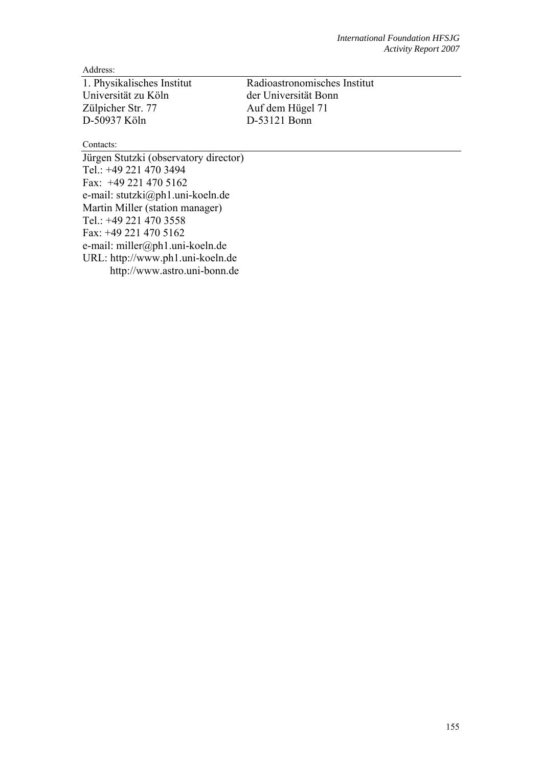Address:

| 1. Physikalisches Institut | Radioastronomisches Institut |
|---|---|
| Universität zu Köln | der Universität Bonn |
| Zülpicher Str. 77 | Auf dem Hügel 71 |
| D-50937 Köln | D-53121 Bonn |

Contacts:

Jürgen Stutzki (observatory director)
Tel.: +49 221 470 3494
Fax: +49 221 470 5162
e-mail: stutzki@ph1.uni-koeln.de
Martin Miller (station manager)
Tel.: +49 221 470 3558
Fax: +49 221 470 5162
e-mail: miller@ph1.uni-koeln.de
URL: http://www.ph1.uni-koeln.de
http://www.astro.uni-bonn.de